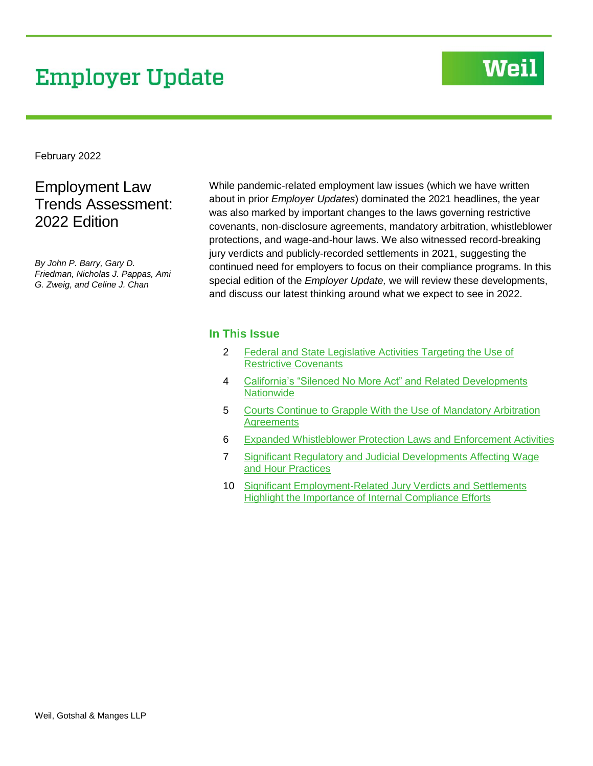# Employer Update

Weil

February 2022

## Employment Law Trends Assessment: 2022 Edition

*By John P. Barry, Gary D. Friedman, Nicholas J. Pappas, Ami G. Zweig, and Celine J. Chan*

While pandemic-related employment law issues (which we have written about in prior *Employer Updates*) dominated the 2021 headlines, the year was also marked by important changes to the laws governing restrictive covenants, non-disclosure agreements, mandatory arbitration, whistleblower protections, and wage-and-hour laws. We also witnessed record-breaking jury verdicts and publicly-recorded settlements in 2021, suggesting the continued need for employers to focus on their compliance programs. In this special edition of the *Employer Update,* we will review these developments, and discuss our latest thinking around what we expect to see in 2022.

### In This Issue

- 2 Federal and State Legislative Activities Targeting the Use of Restrictive Covenants
- 4 California's "Silenced No More Act" and Related Developments Nationwide
- 5 Courts Continue to Grapple With the Use of Mandatory Arbitration Agreements
- 6 Expanded Whistleblower Protection Laws and Enforcement Activities
- 7 Significant Regulatory and Judicial Developments Affecting Wage and Hour Practices
- 10 Significant Employment-Related Jury Verdicts and Settlements Highlight the Importance of Internal Compliance Efforts

Weil, Gotshal & Manges LLP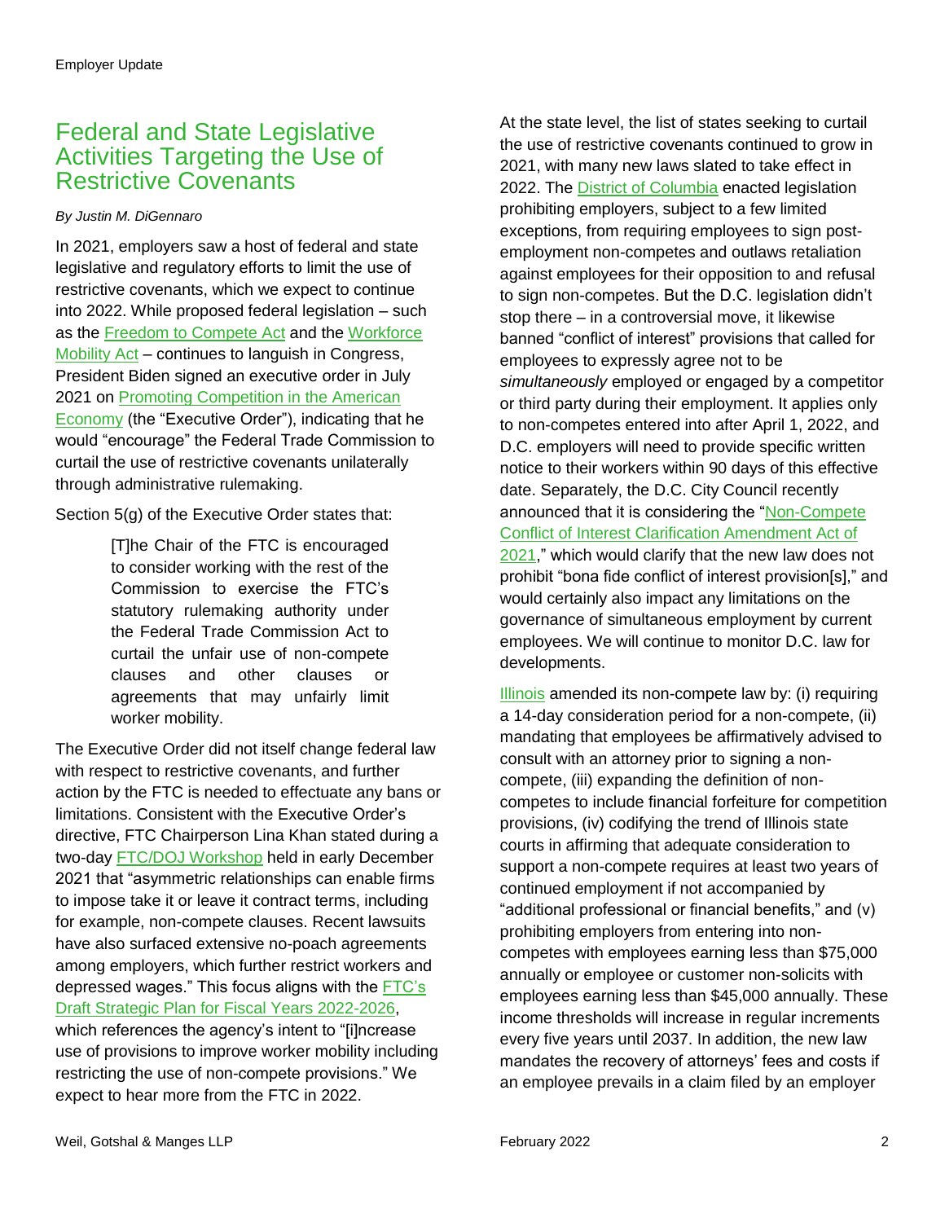# Federal and State Legislative Activities Targeting the Use of Restrictive Covenants

*By Justin M. DiGennaro*

In 2021, employers saw a host of federal and state legislative and regulatory efforts to limit the use of restrictive covenants, which we expect to continue into 2022. While proposed federal legislation – such as the Freedom to Compete Act and the Workforce Mobility Act – continues to languish in Congress, President Biden signed an executive order in July 2021 on Promoting Competition in the American Economy (the "Executive Order"), indicating that he would "encourage" the Federal Trade Commission to curtail the use of restrictive covenants unilaterally through administrative rulemaking.

Section 5(g) of the Executive Order states that:

> [T]he Chair of the FTC is encouraged to consider working with the rest of the Commission to exercise the FTC's statutory rulemaking authority under the Federal Trade Commission Act to curtail the unfair use of non-compete clauses and other clauses or agreements that may unfairly limit worker mobility.

The Executive Order did not itself change federal law with respect to restrictive covenants, and further action by the FTC is needed to effectuate any bans or limitations. Consistent with the Executive Order's directive, FTC Chairperson Lina Khan stated during a two-day FTC/DOJ Workshop held in early December 2021 that "asymmetric relationships can enable firms to impose take it or leave it contract terms, including for example, non-compete clauses. Recent lawsuits have also surfaced extensive no-poach agreements among employers, which further restrict workers and depressed wages." This focus aligns with the FTC's Draft Strategic Plan for Fiscal Years 2022-2026, which references the agency's intent to "[i]ncrease use of provisions to improve worker mobility including restricting the use of non-compete provisions." We expect to hear more from the FTC in 2022.

At the state level, the list of states seeking to curtail the use of restrictive covenants continued to grow in 2021, with many new laws slated to take effect in 2022. The District of Columbia enacted legislation prohibiting employers, subject to a few limited exceptions, from requiring employees to sign post-employment non-competes and outlaws retaliation against employees for their opposition to and refusal to sign non-competes. But the D.C. legislation didn't stop there – in a controversial move, it likewise banned "conflict of interest" provisions that called for employees to expressly agree not to be *simultaneously* employed or engaged by a competitor or third party during their employment. It applies only to non-competes entered into after April 1, 2022, and D.C. employers will need to provide specific written notice to their workers within 90 days of this effective date. Separately, the D.C. City Council recently announced that it is considering the "Non-Compete Conflict of Interest Clarification Amendment Act of 2021," which would clarify that the new law does not prohibit "bona fide conflict of interest provision[s]," and would certainly also impact any limitations on the governance of simultaneous employment by current employees. We will continue to monitor D.C. law for developments.

Illinois amended its non-compete law by: (i) requiring a 14-day consideration period for a non-compete, (ii) mandating that employees be affirmatively advised to consult with an attorney prior to signing a non-compete, (iii) expanding the definition of non-competes to include financial forfeiture for competition provisions, (iv) codifying the trend of Illinois state courts in affirming that adequate consideration to support a non-compete requires at least two years of continued employment if not accompanied by "additional professional or financial benefits," and (v) prohibiting employers from entering into non-competes with employees earning less than $75,000 annually or employee or customer non-solicits with employees earning less than $45,000 annually. These income thresholds will increase in regular increments every five years until 2037. In addition, the new law mandates the recovery of attorneys' fees and costs if an employee prevails in a claim filed by an employer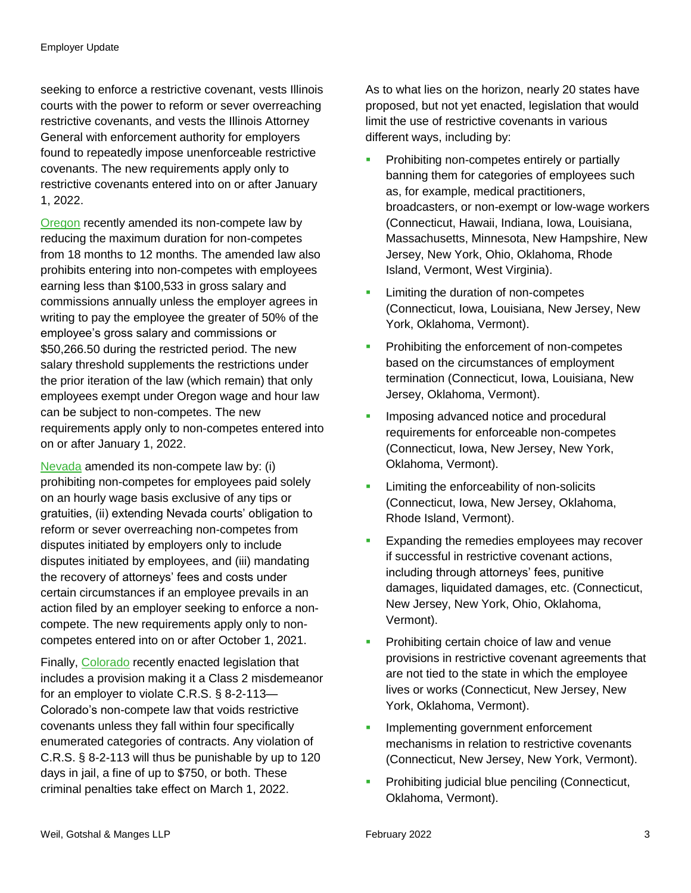seeking to enforce a restrictive covenant, vests Illinois courts with the power to reform or sever overreaching restrictive covenants, and vests the Illinois Attorney General with enforcement authority for employers found to repeatedly impose unenforceable restrictive covenants. The new requirements apply only to restrictive covenants entered into on or after January 1, 2022.

Oregon recently amended its non-compete law by reducing the maximum duration for non-competes from 18 months to 12 months. The amended law also prohibits entering into non-competes with employees earning less than $100,533 in gross salary and commissions annually unless the employer agrees in writing to pay the employee the greater of 50% of the employee's gross salary and commissions or $50,266.50 during the restricted period. The new salary threshold supplements the restrictions under the prior iteration of the law (which remain) that only employees exempt under Oregon wage and hour law can be subject to non-competes. The new requirements apply only to non-competes entered into on or after January 1, 2022.

Nevada amended its non-compete law by: (i) prohibiting non-competes for employees paid solely on an hourly wage basis exclusive of any tips or gratuities, (ii) extending Nevada courts' obligation to reform or sever overreaching non-competes from disputes initiated by employers only to include disputes initiated by employees, and (iii) mandating the recovery of attorneys' fees and costs under certain circumstances if an employee prevails in an action filed by an employer seeking to enforce a non-compete. The new requirements apply only to non-competes entered into on or after October 1, 2021.

Finally, Colorado recently enacted legislation that includes a provision making it a Class 2 misdemeanor for an employer to violate C.R.S. § 8-2-113—Colorado's non-compete law that voids restrictive covenants unless they fall within four specifically enumerated categories of contracts. Any violation of C.R.S. § 8-2-113 will thus be punishable by up to 120 days in jail, a fine of up to $750, or both. These criminal penalties take effect on March 1, 2022.

As to what lies on the horizon, nearly 20 states have proposed, but not yet enacted, legislation that would limit the use of restrictive covenants in various different ways, including by:

- Prohibiting non-competes entirely or partially banning them for categories of employees such as, for example, medical practitioners, broadcasters, or non-exempt or low-wage workers (Connecticut, Hawaii, Indiana, Iowa, Louisiana, Massachusetts, Minnesota, New Hampshire, New Jersey, New York, Ohio, Oklahoma, Rhode Island, Vermont, West Virginia).
- Limiting the duration of non-competes (Connecticut, Iowa, Louisiana, New Jersey, New York, Oklahoma, Vermont).
- Prohibiting the enforcement of non-competes based on the circumstances of employment termination (Connecticut, Iowa, Louisiana, New Jersey, Oklahoma, Vermont).
- Imposing advanced notice and procedural requirements for enforceable non-competes (Connecticut, Iowa, New Jersey, New York, Oklahoma, Vermont).
- Limiting the enforceability of non-solicits (Connecticut, Iowa, New Jersey, Oklahoma, Rhode Island, Vermont).
- Expanding the remedies employees may recover if successful in restrictive covenant actions, including through attorneys' fees, punitive damages, liquidated damages, etc. (Connecticut, New Jersey, New York, Ohio, Oklahoma, Vermont).
- Prohibiting certain choice of law and venue provisions in restrictive covenant agreements that are not tied to the state in which the employee lives or works (Connecticut, New Jersey, New York, Oklahoma, Vermont).
- Implementing government enforcement mechanisms in relation to restrictive covenants (Connecticut, New Jersey, New York, Vermont).
- Prohibiting judicial blue penciling (Connecticut, Oklahoma, Vermont).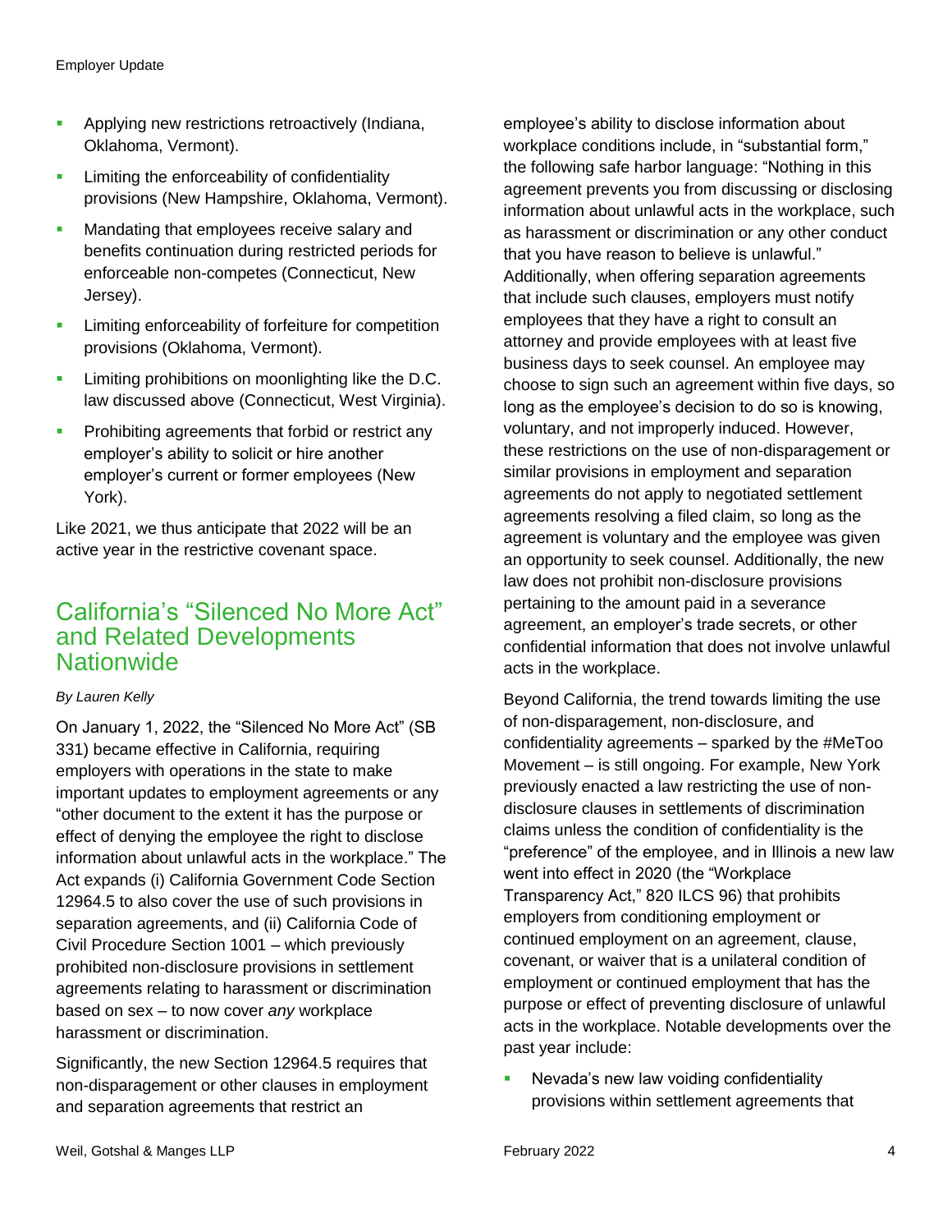- Applying new restrictions retroactively (Indiana, Oklahoma, Vermont).
- Limiting the enforceability of confidentiality provisions (New Hampshire, Oklahoma, Vermont).
- Mandating that employees receive salary and benefits continuation during restricted periods for enforceable non-competes (Connecticut, New Jersey).
- Limiting enforceability of forfeiture for competition provisions (Oklahoma, Vermont).
- Limiting prohibitions on moonlighting like the D.C. law discussed above (Connecticut, West Virginia).
- Prohibiting agreements that forbid or restrict any employer's ability to solicit or hire another employer's current or former employees (New York).

Like 2021, we thus anticipate that 2022 will be an active year in the restrictive covenant space.

## California's "Silenced No More Act" and Related Developments Nationwide

*By Lauren Kelly*

On January 1, 2022, the "Silenced No More Act" (SB 331) became effective in California, requiring employers with operations in the state to make important updates to employment agreements or any "other document to the extent it has the purpose or effect of denying the employee the right to disclose information about unlawful acts in the workplace." The Act expands (i) California Government Code Section 12964.5 to also cover the use of such provisions in separation agreements, and (ii) California Code of Civil Procedure Section 1001 – which previously prohibited non-disclosure provisions in settlement agreements relating to harassment or discrimination based on sex – to now cover *any* workplace harassment or discrimination.

Significantly, the new Section 12964.5 requires that non-disparagement or other clauses in employment and separation agreements that restrict an employee's ability to disclose information about workplace conditions include, in "substantial form," the following safe harbor language: "Nothing in this agreement prevents you from discussing or disclosing information about unlawful acts in the workplace, such as harassment or discrimination or any other conduct that you have reason to believe is unlawful." Additionally, when offering separation agreements that include such clauses, employers must notify employees that they have a right to consult an attorney and provide employees with at least five business days to seek counsel. An employee may choose to sign such an agreement within five days, so long as the employee's decision to do so is knowing, voluntary, and not improperly induced. However, these restrictions on the use of non-disparagement or similar provisions in employment and separation agreements do not apply to negotiated settlement agreements resolving a filed claim, so long as the agreement is voluntary and the employee was given an opportunity to seek counsel. Additionally, the new law does not prohibit non-disclosure provisions pertaining to the amount paid in a severance agreement, an employer's trade secrets, or other confidential information that does not involve unlawful acts in the workplace.

Beyond California, the trend towards limiting the use of non-disparagement, non-disclosure, and confidentiality agreements – sparked by the #MeToo Movement – is still ongoing. For example, New York previously enacted a law restricting the use of non-disclosure clauses in settlements of discrimination claims unless the condition of confidentiality is the "preference" of the employee, and in Illinois a new law went into effect in 2020 (the "Workplace Transparency Act," 820 ILCS 96) that prohibits employers from conditioning employment or continued employment on an agreement, clause, covenant, or waiver that is a unilateral condition of employment or continued employment that has the purpose or effect of preventing disclosure of unlawful acts in the workplace. Notable developments over the past year include:

- Nevada's new law voiding confidentiality provisions within settlement agreements that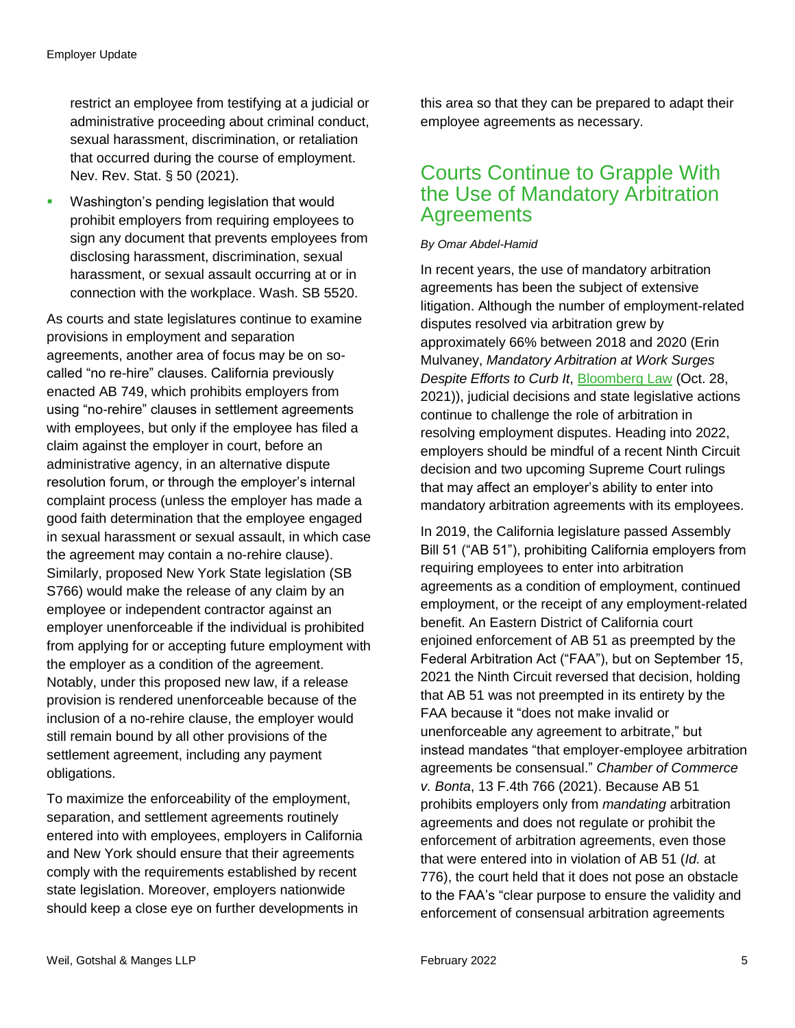restrict an employee from testifying at a judicial or administrative proceeding about criminal conduct, sexual harassment, discrimination, or retaliation that occurred during the course of employment. Nev. Rev. Stat. § 50 (2021).

- Washington's pending legislation that would prohibit employers from requiring employees to sign any document that prevents employees from disclosing harassment, discrimination, sexual harassment, or sexual assault occurring at or in connection with the workplace. Wash. SB 5520.

As courts and state legislatures continue to examine provisions in employment and separation agreements, another area of focus may be on so-called "no re-hire" clauses. California previously enacted AB 749, which prohibits employers from using "no-rehire" clauses in settlement agreements with employees, but only if the employee has filed a claim against the employer in court, before an administrative agency, in an alternative dispute resolution forum, or through the employer's internal complaint process (unless the employer has made a good faith determination that the employee engaged in sexual harassment or sexual assault, in which case the agreement may contain a no-rehire clause). Similarly, proposed New York State legislation (SB S766) would make the release of any claim by an employee or independent contractor against an employer unenforceable if the individual is prohibited from applying for or accepting future employment with the employer as a condition of the agreement. Notably, under this proposed new law, if a release provision is rendered unenforceable because of the inclusion of a no-rehire clause, the employer would still remain bound by all other provisions of the settlement agreement, including any payment obligations.

To maximize the enforceability of the employment, separation, and settlement agreements routinely entered into with employees, employers in California and New York should ensure that their agreements comply with the requirements established by recent state legislation. Moreover, employers nationwide should keep a close eye on further developments in this area so that they can be prepared to adapt their employee agreements as necessary.

## Courts Continue to Grapple With the Use of Mandatory Arbitration Agreements

*By Omar Abdel-Hamid*

In recent years, the use of mandatory arbitration agreements has been the subject of extensive litigation. Although the number of employment-related disputes resolved via arbitration grew by approximately 66% between 2018 and 2020 (Erin Mulvaney, *Mandatory Arbitration at Work Surges Despite Efforts to Curb It*, Bloomberg Law (Oct. 28, 2021)), judicial decisions and state legislative actions continue to challenge the role of arbitration in resolving employment disputes. Heading into 2022, employers should be mindful of a recent Ninth Circuit decision and two upcoming Supreme Court rulings that may affect an employer's ability to enter into mandatory arbitration agreements with its employees.

In 2019, the California legislature passed Assembly Bill 51 ("AB 51"), prohibiting California employers from requiring employees to enter into arbitration agreements as a condition of employment, continued employment, or the receipt of any employment-related benefit. An Eastern District of California court enjoined enforcement of AB 51 as preempted by the Federal Arbitration Act ("FAA"), but on September 15, 2021 the Ninth Circuit reversed that decision, holding that AB 51 was not preempted in its entirety by the FAA because it "does not make invalid or unenforceable any agreement to arbitrate," but instead mandates "that employer-employee arbitration agreements be consensual." *Chamber of Commerce v. Bonta*, 13 F.4th 766 (2021). Because AB 51 prohibits employers only from *mandating* arbitration agreements and does not regulate or prohibit the enforcement of arbitration agreements, even those that were entered into in violation of AB 51 (*Id.* at 776), the court held that it does not pose an obstacle to the FAA's "clear purpose to ensure the validity and enforcement of consensual arbitration agreements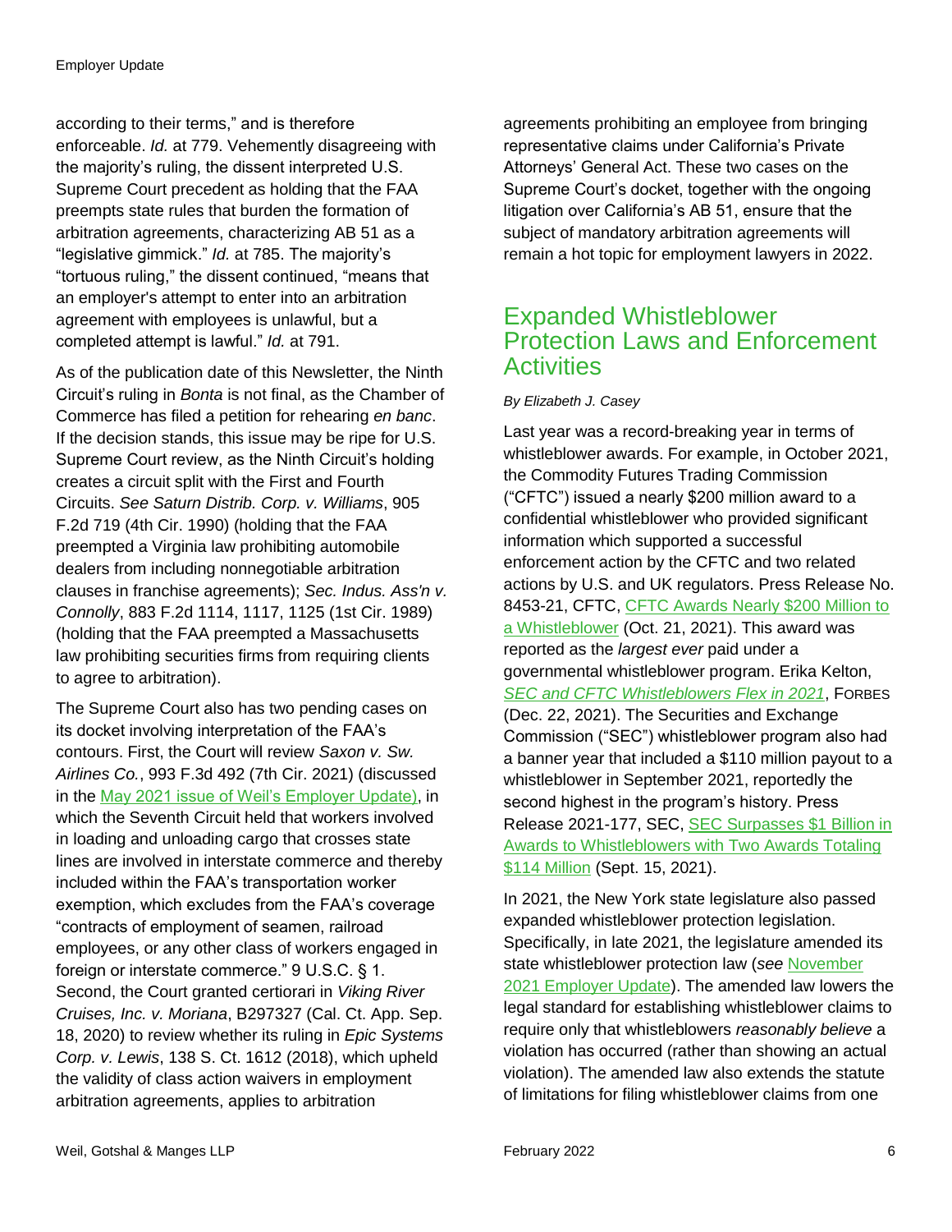according to their terms," and is therefore enforceable. *Id.* at 779. Vehemently disagreeing with the majority's ruling, the dissent interpreted U.S. Supreme Court precedent as holding that the FAA preempts state rules that burden the formation of arbitration agreements, characterizing AB 51 as a "legislative gimmick." *Id.* at 785. The majority's "tortuous ruling," the dissent continued, "means that an employer's attempt to enter into an arbitration agreement with employees is unlawful, but a completed attempt is lawful." *Id.* at 791.

As of the publication date of this Newsletter, the Ninth Circuit's ruling in *Bonta* is not final, as the Chamber of Commerce has filed a petition for rehearing *en banc*. If the decision stands, this issue may be ripe for U.S. Supreme Court review, as the Ninth Circuit's holding creates a circuit split with the First and Fourth Circuits. *See Saturn Distrib. Corp. v. Williams*, 905 F.2d 719 (4th Cir. 1990) (holding that the FAA preempted a Virginia law prohibiting automobile dealers from including nonnegotiable arbitration clauses in franchise agreements); *Sec. Indus. Ass'n v. Connolly*, 883 F.2d 1114, 1117, 1125 (1st Cir. 1989) (holding that the FAA preempted a Massachusetts law prohibiting securities firms from requiring clients to agree to arbitration).

The Supreme Court also has two pending cases on its docket involving interpretation of the FAA's contours. First, the Court will review *Saxon v. Sw. Airlines Co.*, 993 F.3d 492 (7th Cir. 2021) (discussed in the May 2021 issue of Weil's Employer Update), in which the Seventh Circuit held that workers involved in loading and unloading cargo that crosses state lines are involved in interstate commerce and thereby included within the FAA's transportation worker exemption, which excludes from the FAA's coverage "contracts of employment of seamen, railroad employees, or any other class of workers engaged in foreign or interstate commerce." 9 U.S.C. § 1. Second, the Court granted certiorari in *Viking River Cruises, Inc. v. Moriana*, B297327 (Cal. Ct. App. Sep. 18, 2020) to review whether its ruling in *Epic Systems Corp. v. Lewis*, 138 S. Ct. 1612 (2018), which upheld the validity of class action waivers in employment arbitration agreements, applies to arbitration agreements prohibiting an employee from bringing representative claims under California's Private Attorneys' General Act. These two cases on the Supreme Court's docket, together with the ongoing litigation over California's AB 51, ensure that the subject of mandatory arbitration agreements will remain a hot topic for employment lawyers in 2022.

## Expanded Whistleblower Protection Laws and Enforcement Activities

*By Elizabeth J. Casey*

Last year was a record-breaking year in terms of whistleblower awards. For example, in October 2021, the Commodity Futures Trading Commission ("CFTC") issued a nearly $200 million award to a confidential whistleblower who provided significant information which supported a successful enforcement action by the CFTC and two related actions by U.S. and UK regulators. Press Release No. 8453-21, CFTC, CFTC Awards Nearly $200 Million to a Whistleblower (Oct. 21, 2021). This award was reported as the *largest ever* paid under a governmental whistleblower program. Erika Kelton, *SEC and CFTC Whistleblowers Flex in 2021*, FORBES (Dec. 22, 2021). The Securities and Exchange Commission ("SEC") whistleblower program also had a banner year that included a $110 million payout to a whistleblower in September 2021, reportedly the second highest in the program's history. Press Release 2021-177, SEC, SEC Surpasses $1 Billion in Awards to Whistleblowers with Two Awards Totaling $114 Million (Sept. 15, 2021).

In 2021, the New York state legislature also passed expanded whistleblower protection legislation. Specifically, in late 2021, the legislature amended its state whistleblower protection law (*see* November 2021 Employer Update). The amended law lowers the legal standard for establishing whistleblower claims to require only that whistleblowers *reasonably believe* a violation has occurred (rather than showing an actual violation). The amended law also extends the statute of limitations for filing whistleblower claims from one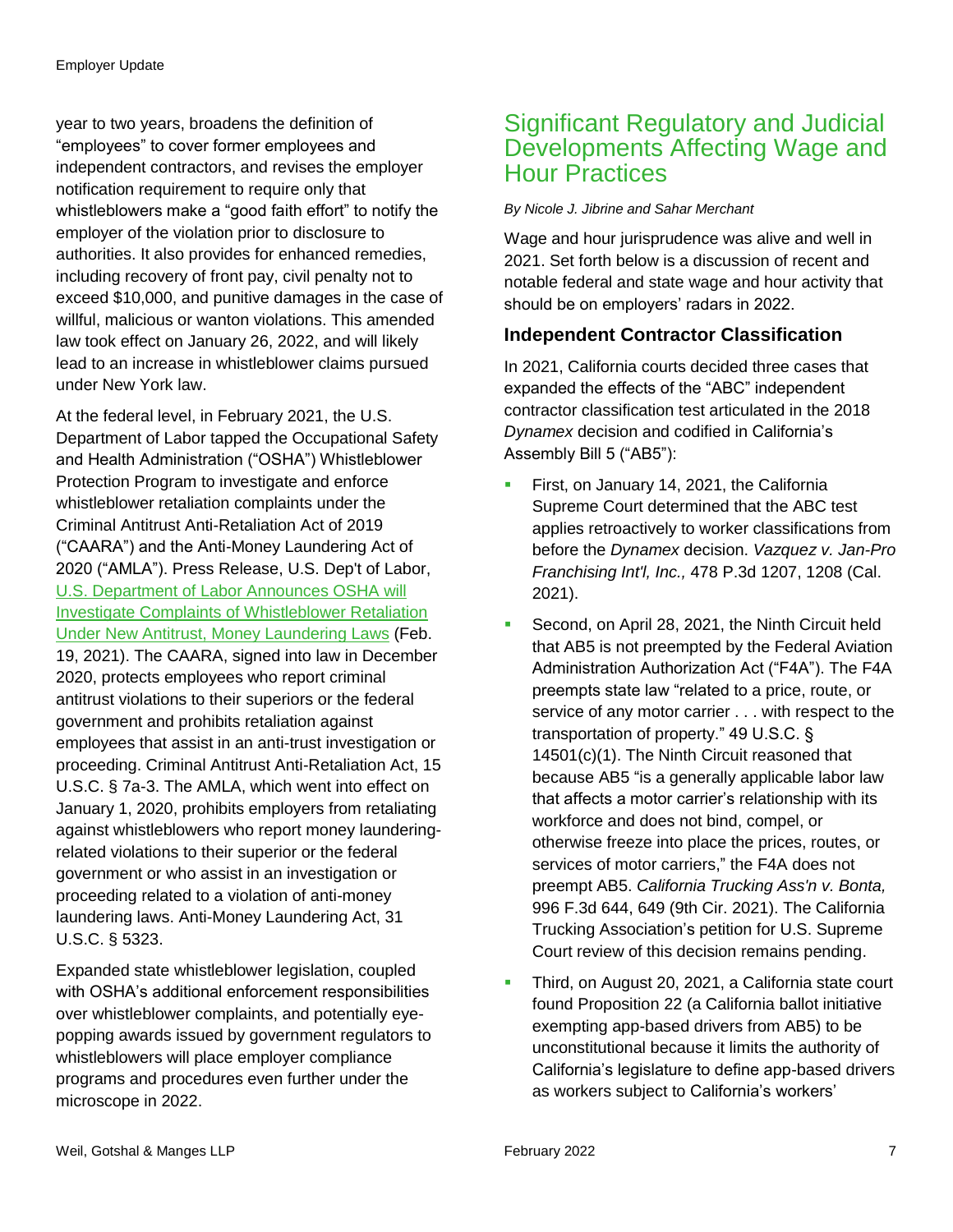year to two years, broadens the definition of "employees" to cover former employees and independent contractors, and revises the employer notification requirement to require only that whistleblowers make a "good faith effort" to notify the employer of the violation prior to disclosure to authorities. It also provides for enhanced remedies, including recovery of front pay, civil penalty not to exceed $10,000, and punitive damages in the case of willful, malicious or wanton violations. This amended law took effect on January 26, 2022, and will likely lead to an increase in whistleblower claims pursued under New York law.

At the federal level, in February 2021, the U.S. Department of Labor tapped the Occupational Safety and Health Administration ("OSHA") Whistleblower Protection Program to investigate and enforce whistleblower retaliation complaints under the Criminal Antitrust Anti-Retaliation Act of 2019 ("CAARA") and the Anti-Money Laundering Act of 2020 ("AMLA"). Press Release, U.S. Dep't of Labor, U.S. Department of Labor Announces OSHA will Investigate Complaints of Whistleblower Retaliation Under New Antitrust, Money Laundering Laws (Feb. 19, 2021). The CAARA, signed into law in December 2020, protects employees who report criminal antitrust violations to their superiors or the federal government and prohibits retaliation against employees that assist in an anti-trust investigation or proceeding. Criminal Antitrust Anti-Retaliation Act, 15 U.S.C. § 7a-3. The AMLA, which went into effect on January 1, 2020, prohibits employers from retaliating against whistleblowers who report money laundering-related violations to their superior or the federal government or who assist in an investigation or proceeding related to a violation of anti-money laundering laws. Anti-Money Laundering Act, 31 U.S.C. § 5323.

Expanded state whistleblower legislation, coupled with OSHA's additional enforcement responsibilities over whistleblower complaints, and potentially eye-popping awards issued by government regulators to whistleblowers will place employer compliance programs and procedures even further under the microscope in 2022.

## Significant Regulatory and Judicial Developments Affecting Wage and Hour Practices

*By Nicole J. Jibrine and Sahar Merchant*

Wage and hour jurisprudence was alive and well in 2021. Set forth below is a discussion of recent and notable federal and state wage and hour activity that should be on employers' radars in 2022.

### Independent Contractor Classification

In 2021, California courts decided three cases that expanded the effects of the "ABC" independent contractor classification test articulated in the 2018 *Dynamex* decision and codified in California's Assembly Bill 5 ("AB5"):

- First, on January 14, 2021, the California Supreme Court determined that the ABC test applies retroactively to worker classifications from before the *Dynamex* decision. *Vazquez v. Jan-Pro Franchising Int'l, Inc.,* 478 P.3d 1207, 1208 (Cal. 2021).
- Second, on April 28, 2021, the Ninth Circuit held that AB5 is not preempted by the Federal Aviation Administration Authorization Act ("F4A"). The F4A preempts state law "related to a price, route, or service of any motor carrier . . . with respect to the transportation of property." 49 U.S.C. § 14501(c)(1). The Ninth Circuit reasoned that because AB5 "is a generally applicable labor law that affects a motor carrier's relationship with its workforce and does not bind, compel, or otherwise freeze into place the prices, routes, or services of motor carriers," the F4A does not preempt AB5. *California Trucking Ass'n v. Bonta,* 996 F.3d 644, 649 (9th Cir. 2021). The California Trucking Association's petition for U.S. Supreme Court review of this decision remains pending.
- Third, on August 20, 2021, a California state court found Proposition 22 (a California ballot initiative exempting app-based drivers from AB5) to be unconstitutional because it limits the authority of California's legislature to define app-based drivers as workers subject to California's workers'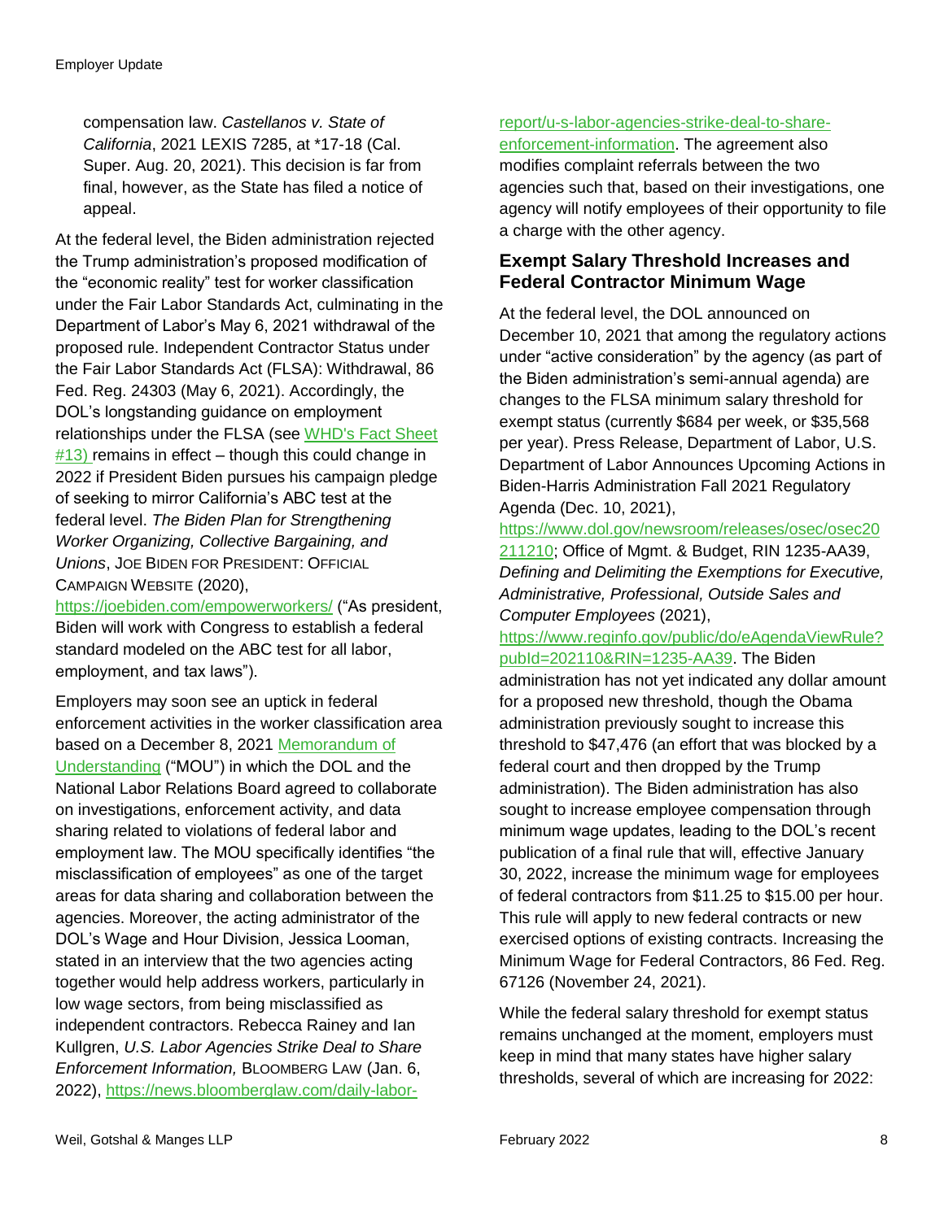compensation law. *Castellanos v. State of California*, 2021 LEXIS 7285, at *17-18 (Cal. Super. Aug. 20, 2021). This decision is far from final, however, as the State has filed a notice of appeal.

At the federal level, the Biden administration rejected the Trump administration's proposed modification of the "economic reality" test for worker classification under the Fair Labor Standards Act, culminating in the Department of Labor's May 6, 2021 withdrawal of the proposed rule. Independent Contractor Status under the Fair Labor Standards Act (FLSA): Withdrawal, 86 Fed. Reg. 24303 (May 6, 2021). Accordingly, the DOL's longstanding guidance on employment relationships under the FLSA (see WHD's Fact Sheet #13) remains in effect – though this could change in 2022 if President Biden pursues his campaign pledge of seeking to mirror California's ABC test at the federal level. *The Biden Plan for Strengthening Worker Organizing, Collective Bargaining, and Unions*, JOE BIDEN FOR PRESIDENT: OFFICIAL CAMPAIGN WEBSITE (2020), https://joebiden.com/empowerworkers/ ("As president, Biden will work with Congress to establish a federal standard modeled on the ABC test for all labor, employment, and tax laws").

Employers may soon see an uptick in federal enforcement activities in the worker classification area based on a December 8, 2021 Memorandum of Understanding ("MOU") in which the DOL and the National Labor Relations Board agreed to collaborate on investigations, enforcement activity, and data sharing related to violations of federal labor and employment law. The MOU specifically identifies "the misclassification of employees" as one of the target areas for data sharing and collaboration between the agencies. Moreover, the acting administrator of the DOL's Wage and Hour Division, Jessica Looman, stated in an interview that the two agencies acting together would help address workers, particularly in low wage sectors, from being misclassified as independent contractors. Rebecca Rainey and Ian Kullgren, *U.S. Labor Agencies Strike Deal to Share Enforcement Information,* BLOOMBERG LAW (Jan. 6, 2022), https://news.bloomberglaw.com/daily-labor-report/u-s-labor-agencies-strike-deal-to-share-enforcement-information. The agreement also modifies complaint referrals between the two agencies such that, based on their investigations, one agency will notify employees of their opportunity to file a charge with the other agency.

## Exempt Salary Threshold Increases and Federal Contractor Minimum Wage

At the federal level, the DOL announced on December 10, 2021 that among the regulatory actions under "active consideration" by the agency (as part of the Biden administration's semi-annual agenda) are changes to the FLSA minimum salary threshold for exempt status (currently $684 per week, or $35,568 per year). Press Release, Department of Labor, U.S. Department of Labor Announces Upcoming Actions in Biden-Harris Administration Fall 2021 Regulatory Agenda (Dec. 10, 2021), https://www.dol.gov/newsroom/releases/osec/osec20211210; Office of Mgmt. & Budget, RIN 1235-AA39, *Defining and Delimiting the Exemptions for Executive, Administrative, Professional, Outside Sales and Computer Employees* (2021), https://www.reginfo.gov/public/do/eAgendaViewRule?pubId=202110&RIN=1235-AA39. The Biden administration has not yet indicated any dollar amount for a proposed new threshold, though the Obama administration previously sought to increase this threshold to $47,476 (an effort that was blocked by a federal court and then dropped by the Trump administration). The Biden administration has also sought to increase employee compensation through minimum wage updates, leading to the DOL's recent publication of a final rule that will, effective January 30, 2022, increase the minimum wage for employees of federal contractors from $11.25 to $15.00 per hour. This rule will apply to new federal contracts or new exercised options of existing contracts. Increasing the Minimum Wage for Federal Contractors, 86 Fed. Reg. 67126 (November 24, 2021).

While the federal salary threshold for exempt status remains unchanged at the moment, employers must keep in mind that many states have higher salary thresholds, several of which are increasing for 2022: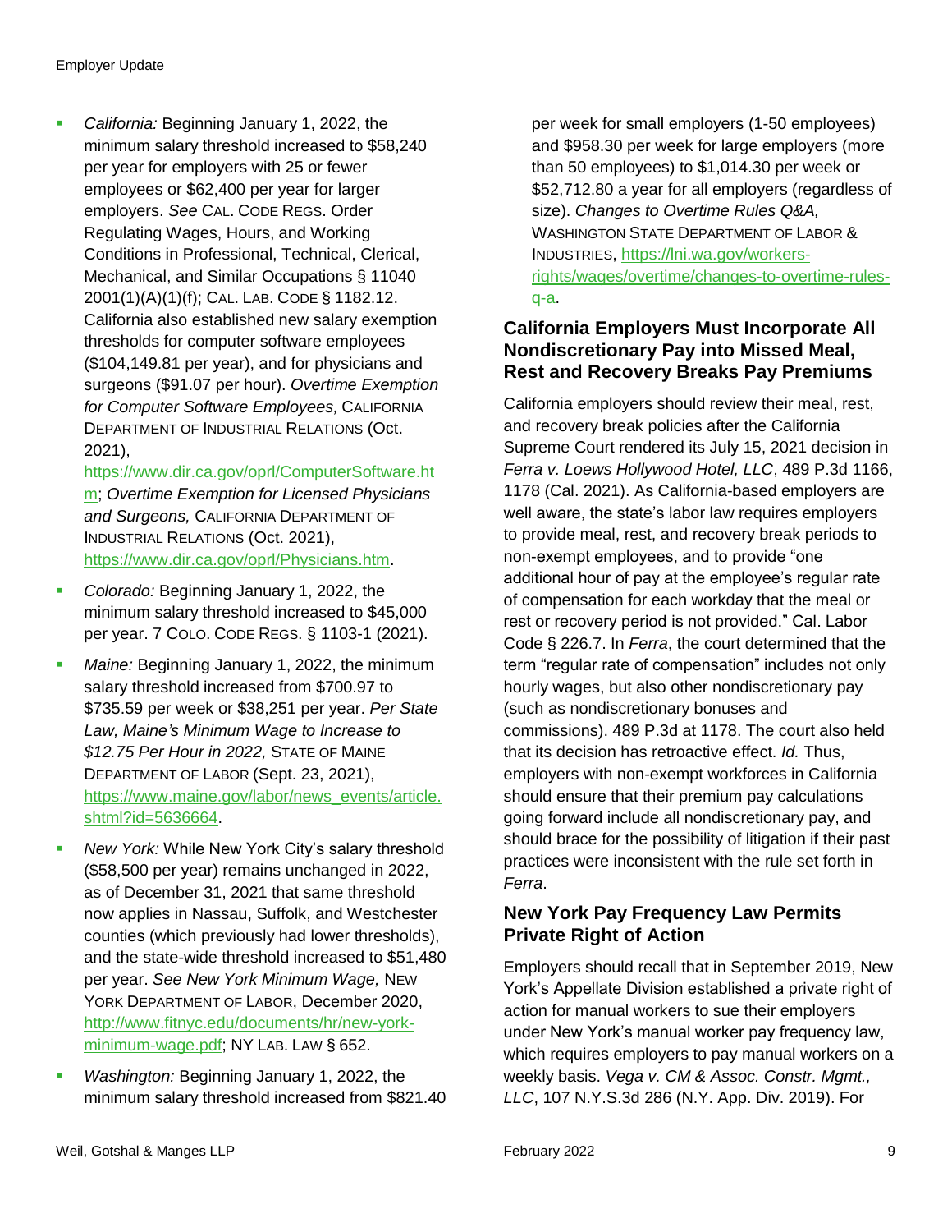- *California:* Beginning January 1, 2022, the minimum salary threshold increased to $58,240 per year for employers with 25 or fewer employees or $62,400 per year for larger employers. *See* CAL. CODE REGS. Order Regulating Wages, Hours, and Working Conditions in Professional, Technical, Clerical, Mechanical, and Similar Occupations § 11040 2001(1)(A)(1)(f); CAL. LAB. CODE § 1182.12. California also established new salary exemption thresholds for computer software employees ($104,149.81 per year), and for physicians and surgeons ($91.07 per hour). *Overtime Exemption for Computer Software Employees,* CALIFORNIA DEPARTMENT OF INDUSTRIAL RELATIONS (Oct. 2021), https://www.dir.ca.gov/oprl/ComputerSoftware.htm; *Overtime Exemption for Licensed Physicians and Surgeons,* CALIFORNIA DEPARTMENT OF INDUSTRIAL RELATIONS (Oct. 2021), https://www.dir.ca.gov/oprl/Physicians.htm.
- *Colorado:* Beginning January 1, 2022, the minimum salary threshold increased to $45,000 per year. 7 COLO. CODE REGS. § 1103-1 (2021).
- *Maine:* Beginning January 1, 2022, the minimum salary threshold increased from $700.97 to $735.59 per week or $38,251 per year. *Per State Law, Maine's Minimum Wage to Increase to $12.75 Per Hour in 2022,* STATE OF MAINE DEPARTMENT OF LABOR (Sept. 23, 2021), https://www.maine.gov/labor/news_events/article.shtml?id=5636664.
- *New York:* While New York City's salary threshold ($58,500 per year) remains unchanged in 2022, as of December 31, 2021 that same threshold now applies in Nassau, Suffolk, and Westchester counties (which previously had lower thresholds), and the state-wide threshold increased to $51,480 per year. *See New York Minimum Wage,* NEW YORK DEPARTMENT OF LABOR, December 2020, http://www.fitnyc.edu/documents/hr/new-york-minimum-wage.pdf; NY LAB. LAW § 652.
- *Washington:* Beginning January 1, 2022, the minimum salary threshold increased from $821.40 per week for small employers (1-50 employees) and $958.30 per week for large employers (more than 50 employees) to $1,014.30 per week or $52,712.80 a year for all employers (regardless of size). *Changes to Overtime Rules Q&A,* WASHINGTON STATE DEPARTMENT OF LABOR & INDUSTRIES, https://lni.wa.gov/workers-rights/wages/overtime/changes-to-overtime-rules-q-a.

## California Employers Must Incorporate All Nondiscretionary Pay into Missed Meal, Rest and Recovery Breaks Pay Premiums

California employers should review their meal, rest, and recovery break policies after the California Supreme Court rendered its July 15, 2021 decision in *Ferra v. Loews Hollywood Hotel, LLC*, 489 P.3d 1166, 1178 (Cal. 2021). As California-based employers are well aware, the state's labor law requires employers to provide meal, rest, and recovery break periods to non-exempt employees, and to provide "one additional hour of pay at the employee's regular rate of compensation for each workday that the meal or rest or recovery period is not provided." Cal. Labor Code § 226.7. In *Ferra*, the court determined that the term "regular rate of compensation" includes not only hourly wages, but also other nondiscretionary pay (such as nondiscretionary bonuses and commissions). 489 P.3d at 1178. The court also held that its decision has retroactive effect. *Id.* Thus, employers with non-exempt workforces in California should ensure that their premium pay calculations going forward include all nondiscretionary pay, and should brace for the possibility of litigation if their past practices were inconsistent with the rule set forth in *Ferra*.

## New York Pay Frequency Law Permits Private Right of Action

Employers should recall that in September 2019, New York's Appellate Division established a private right of action for manual workers to sue their employers under New York's manual worker pay frequency law, which requires employers to pay manual workers on a weekly basis. *Vega v. CM & Assoc. Constr. Mgmt., LLC*, 107 N.Y.S.3d 286 (N.Y. App. Div. 2019). For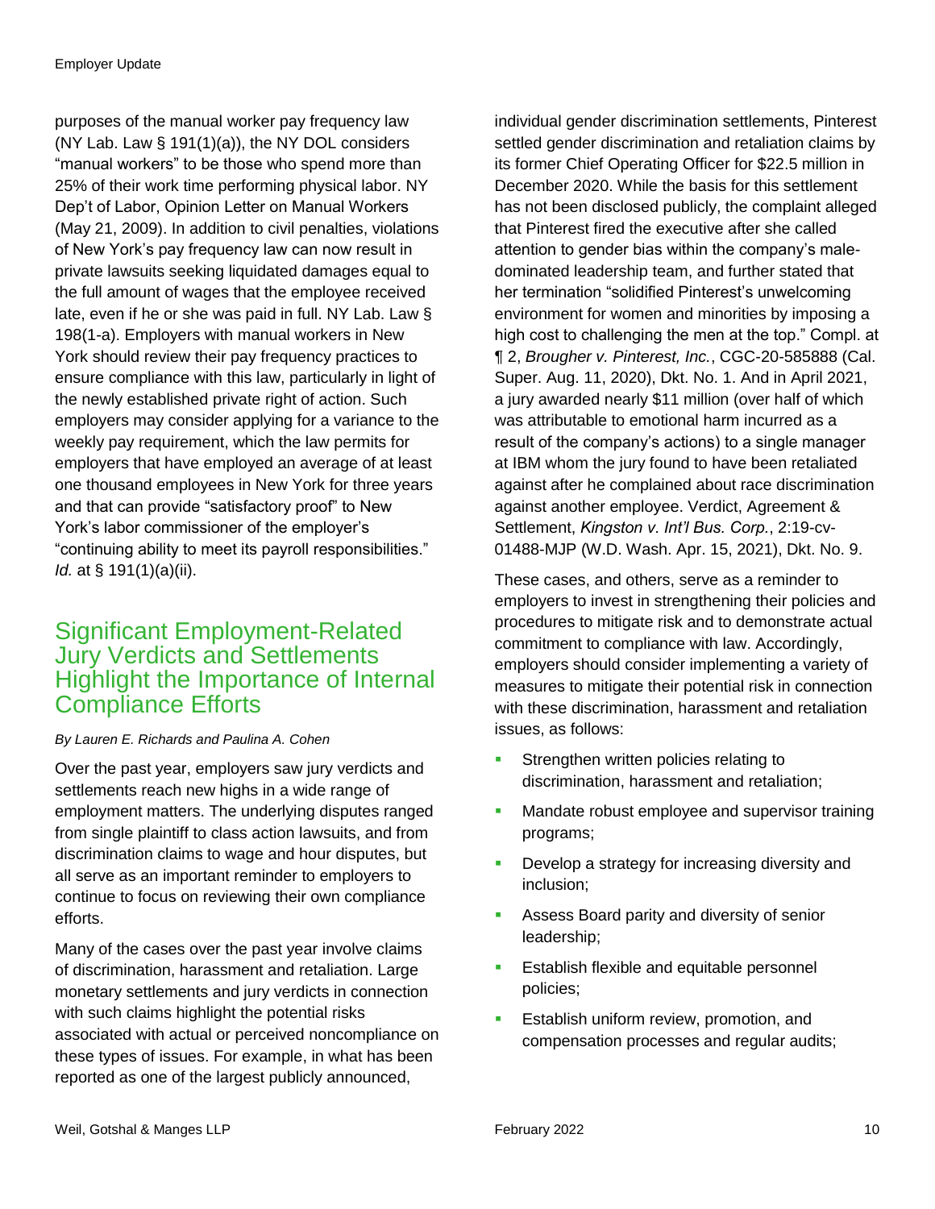purposes of the manual worker pay frequency law (NY Lab. Law § 191(1)(a)), the NY DOL considers "manual workers" to be those who spend more than 25% of their work time performing physical labor. NY Dep't of Labor, Opinion Letter on Manual Workers (May 21, 2009). In addition to civil penalties, violations of New York's pay frequency law can now result in private lawsuits seeking liquidated damages equal to the full amount of wages that the employee received late, even if he or she was paid in full. NY Lab. Law § 198(1-a). Employers with manual workers in New York should review their pay frequency practices to ensure compliance with this law, particularly in light of the newly established private right of action. Such employers may consider applying for a variance to the weekly pay requirement, which the law permits for employers that have employed an average of at least one thousand employees in New York for three years and that can provide "satisfactory proof" to New York's labor commissioner of the employer's "continuing ability to meet its payroll responsibilities." *Id.* at § 191(1)(a)(ii).

## Significant Employment-Related Jury Verdicts and Settlements Highlight the Importance of Internal Compliance Efforts

*By Lauren E. Richards and Paulina A. Cohen*

Over the past year, employers saw jury verdicts and settlements reach new highs in a wide range of employment matters. The underlying disputes ranged from single plaintiff to class action lawsuits, and from discrimination claims to wage and hour disputes, but all serve as an important reminder to employers to continue to focus on reviewing their own compliance efforts.

Many of the cases over the past year involve claims of discrimination, harassment and retaliation. Large monetary settlements and jury verdicts in connection with such claims highlight the potential risks associated with actual or perceived noncompliance on these types of issues. For example, in what has been reported as one of the largest publicly announced, individual gender discrimination settlements, Pinterest settled gender discrimination and retaliation claims by its former Chief Operating Officer for $22.5 million in December 2020. While the basis for this settlement has not been disclosed publicly, the complaint alleged that Pinterest fired the executive after she called attention to gender bias within the company's male-dominated leadership team, and further stated that her termination "solidified Pinterest's unwelcoming environment for women and minorities by imposing a high cost to challenging the men at the top." Compl. at ¶ 2, *Brougher v. Pinterest, Inc.*, CGC-20-585888 (Cal. Super. Aug. 11, 2020), Dkt. No. 1. And in April 2021, a jury awarded nearly $11 million (over half of which was attributable to emotional harm incurred as a result of the company's actions) to a single manager at IBM whom the jury found to have been retaliated against after he complained about race discrimination against another employee. Verdict, Agreement & Settlement, *Kingston v. Int'l Bus. Corp.*, 2:19-cv-01488-MJP (W.D. Wash. Apr. 15, 2021), Dkt. No. 9.

These cases, and others, serve as a reminder to employers to invest in strengthening their policies and procedures to mitigate risk and to demonstrate actual commitment to compliance with law. Accordingly, employers should consider implementing a variety of measures to mitigate their potential risk in connection with these discrimination, harassment and retaliation issues, as follows:

- Strengthen written policies relating to discrimination, harassment and retaliation;
- Mandate robust employee and supervisor training programs;
- Develop a strategy for increasing diversity and inclusion;
- Assess Board parity and diversity of senior leadership;
- Establish flexible and equitable personnel policies;
- Establish uniform review, promotion, and compensation processes and regular audits;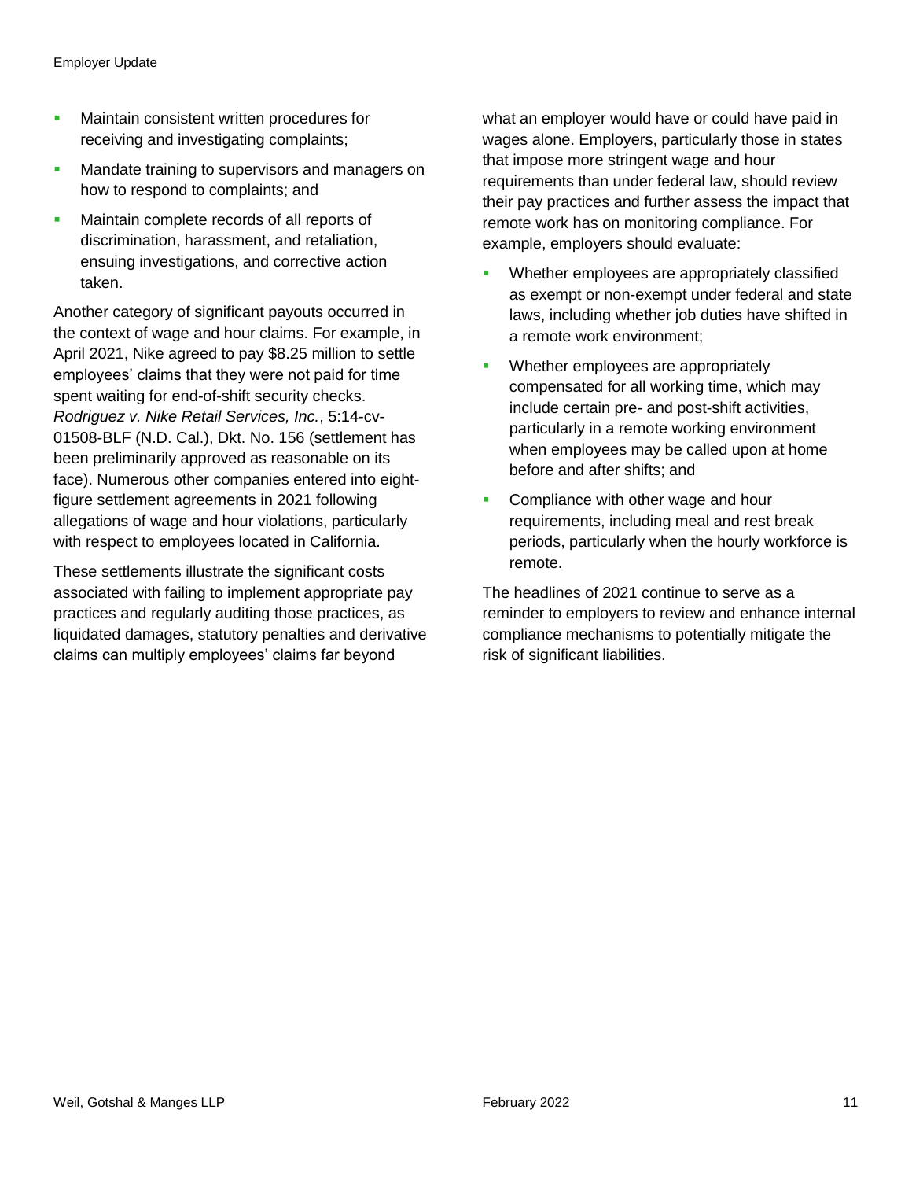- Maintain consistent written procedures for receiving and investigating complaints;
- Mandate training to supervisors and managers on how to respond to complaints; and
- Maintain complete records of all reports of discrimination, harassment, and retaliation, ensuing investigations, and corrective action taken.

Another category of significant payouts occurred in the context of wage and hour claims. For example, in April 2021, Nike agreed to pay $8.25 million to settle employees' claims that they were not paid for time spent waiting for end-of-shift security checks. *Rodriguez v. Nike Retail Services, Inc.*, 5:14-cv-01508-BLF (N.D. Cal.), Dkt. No. 156 (settlement has been preliminarily approved as reasonable on its face). Numerous other companies entered into eight-figure settlement agreements in 2021 following allegations of wage and hour violations, particularly with respect to employees located in California.

These settlements illustrate the significant costs associated with failing to implement appropriate pay practices and regularly auditing those practices, as liquidated damages, statutory penalties and derivative claims can multiply employees' claims far beyond what an employer would have or could have paid in wages alone. Employers, particularly those in states that impose more stringent wage and hour requirements than under federal law, should review their pay practices and further assess the impact that remote work has on monitoring compliance. For example, employers should evaluate:

- Whether employees are appropriately classified as exempt or non-exempt under federal and state laws, including whether job duties have shifted in a remote work environment;
- Whether employees are appropriately compensated for all working time, which may include certain pre- and post-shift activities, particularly in a remote working environment when employees may be called upon at home before and after shifts; and
- Compliance with other wage and hour requirements, including meal and rest break periods, particularly when the hourly workforce is remote.

The headlines of 2021 continue to serve as a reminder to employers to review and enhance internal compliance mechanisms to potentially mitigate the risk of significant liabilities.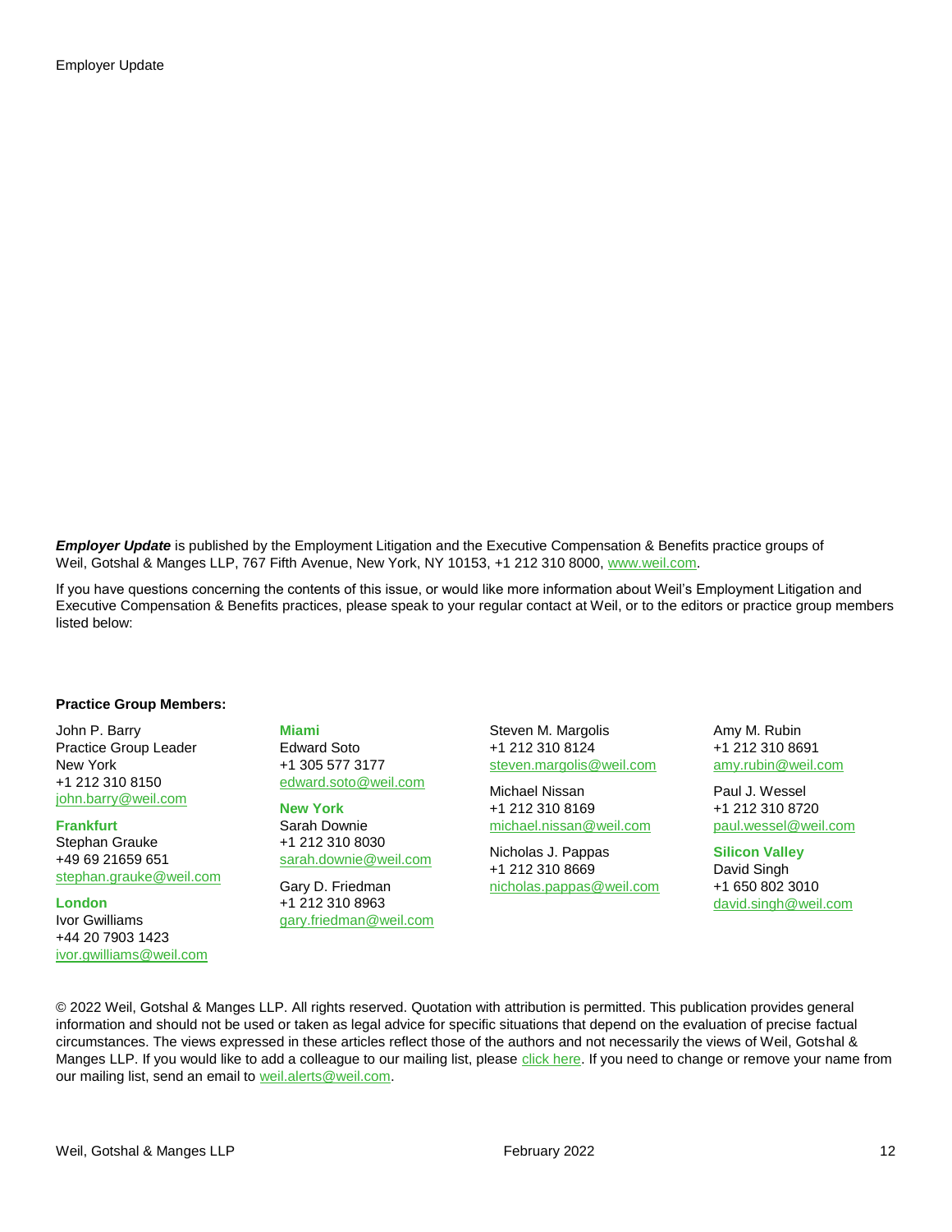***Employer Update*** is published by the Employment Litigation and the Executive Compensation & Benefits practice groups of Weil, Gotshal & Manges LLP, 767 Fifth Avenue, New York, NY 10153, +1 212 310 8000, www.weil.com.

If you have questions concerning the contents of this issue, or would like more information about Weil's Employment Litigation and Executive Compensation & Benefits practices, please speak to your regular contact at Weil, or to the editors or practice group members listed below:

**Practice Group Members:**

John P. Barry
Practice Group Leader
New York
+1 212 310 8150
john.barry@weil.com

**Frankfurt**
Stephan Grauke
+49 69 21659 651
stephan.grauke@weil.com

**London**
Ivor Gwilliams
+44 20 7903 1423
ivor.gwilliams@weil.com

**Miami**
Edward Soto
+1 305 577 3177
edward.soto@weil.com

**New York**
Sarah Downie
+1 212 310 8030
sarah.downie@weil.com

Gary D. Friedman
+1 212 310 8963
gary.friedman@weil.com

Steven M. Margolis
+1 212 310 8124
steven.margolis@weil.com

Michael Nissan
+1 212 310 8169
michael.nissan@weil.com

Nicholas J. Pappas
+1 212 310 8669
nicholas.pappas@weil.com

Amy M. Rubin
+1 212 310 8691
amy.rubin@weil.com

Paul J. Wessel
+1 212 310 8720
paul.wessel@weil.com

**Silicon Valley**
David Singh
+1 650 802 3010
david.singh@weil.com

© 2022 Weil, Gotshal & Manges LLP. All rights reserved. Quotation with attribution is permitted. This publication provides general information and should not be used or taken as legal advice for specific situations that depend on the evaluation of precise factual circumstances. The views expressed in these articles reflect those of the authors and not necessarily the views of Weil, Gotshal & Manges LLP. If you would like to add a colleague to our mailing list, please click here. If you need to change or remove your name from our mailing list, send an email to weil.alerts@weil.com.